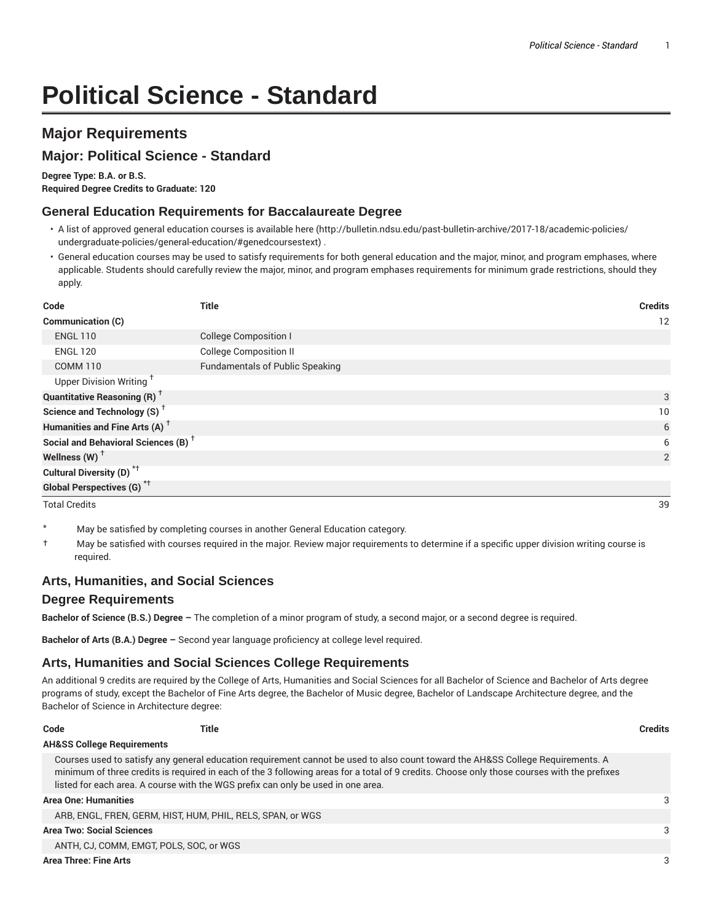# Political Science - Standard

## Major Requirements

## Major: Political Science - Standard

**Degree Type: B.A. or B.S.**
**Required Degree Credits to Graduate: 120**

### General Education Requirements for Baccalaureate Degree

- A list of approved general education courses is available here (http://bulletin.ndsu.edu/past-bulletin-archive/2017-18/academic-policies/undergraduate-policies/general-education/#genedcoursestext) .
- General education courses may be used to satisfy requirements for both general education and the major, minor, and program emphases, where applicable. Students should carefully review the major, minor, and program emphases requirements for minimum grade restrictions, should they apply.

| Code | Title | Credits |
|---|---|---|
| **Communication (C)** | | 12 |
| ENGL 110 | College Composition I | |
| ENGL 120 | College Composition II | |
| COMM 110 | Fundamentals of Public Speaking | |
| Upper Division Writing † | | |
| **Quantitative Reasoning (R) †** | | 3 |
| **Science and Technology (S) †** | | 10 |
| **Humanities and Fine Arts (A) †** | | 6 |
| **Social and Behavioral Sciences (B) †** | | 6 |
| **Wellness (W) †** | | 2 |
| **Cultural Diversity (D) *†** | | |
| **Global Perspectives (G) *†** | | |
| Total Credits | | 39 |

\* May be satisfied by completing courses in another General Education category.

† May be satisfied with courses required in the major. Review major requirements to determine if a specific upper division writing course is required.

### Arts, Humanities, and Social Sciences

### Degree Requirements

**Bachelor of Science (B.S.) Degree –** The completion of a minor program of study, a second major, or a second degree is required.

**Bachelor of Arts (B.A.) Degree –** Second year language proficiency at college level required.

### Arts, Humanities and Social Sciences College Requirements

An additional 9 credits are required by the College of Arts, Humanities and Social Sciences for all Bachelor of Science and Bachelor of Arts degree programs of study, except the Bachelor of Fine Arts degree, the Bachelor of Music degree, Bachelor of Landscape Architecture degree, and the Bachelor of Science in Architecture degree:

| Code | Title | Credits |
|---|---|---|
| **AH&SS College Requirements** | | |
| Courses used to satisfy any general education requirement cannot be used to also count toward the AH&SS College Requirements. A minimum of three credits is required in each of the 3 following areas for a total of 9 credits. Choose only those courses with the prefixes listed for each area. A course with the WGS prefix can only be used in one area. | | |
| **Area One: Humanities** | | 3 |
| ARB, ENGL, FREN, GERM, HIST, HUM, PHIL, RELS, SPAN, or WGS | | |
| **Area Two: Social Sciences** | | 3 |
| ANTH, CJ, COMM, EMGT, POLS, SOC, or WGS | | |
| **Area Three: Fine Arts** | | 3 |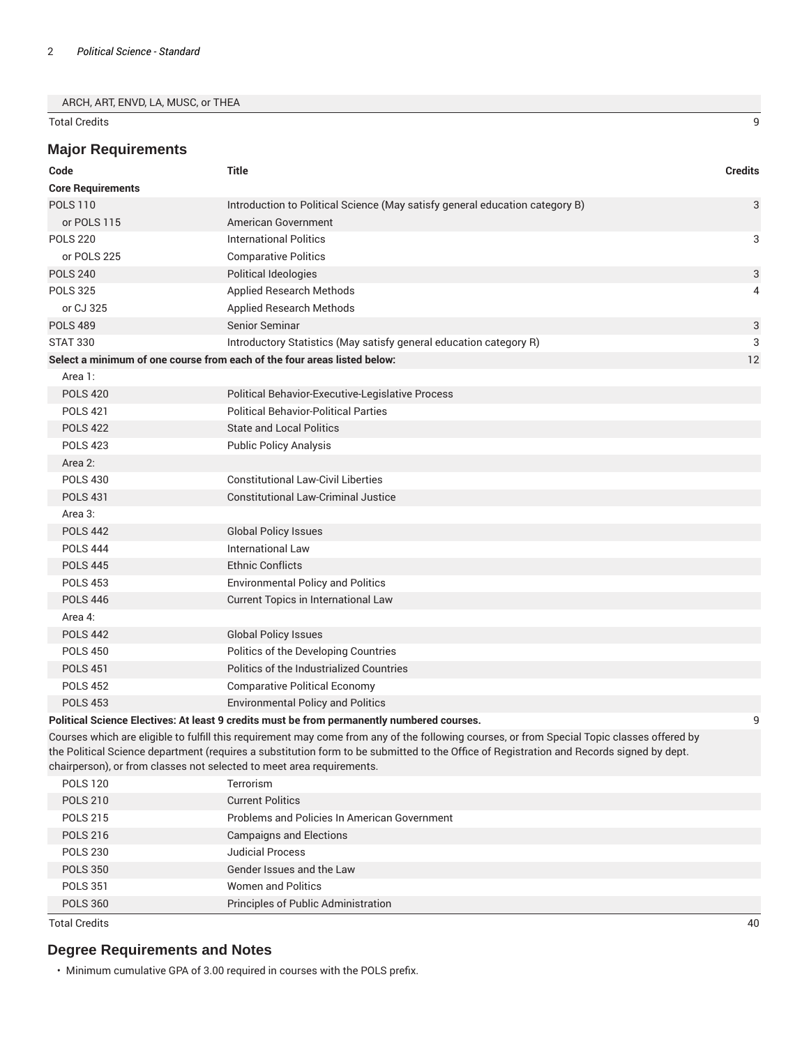| | | |
|---|---|---|
| ARCH, ART, ENVD, LA, MUSC, or THEA | | |
| Total Credits | | 9 |

## Major Requirements

| Code | Title | Credits |
|---|---|---|
| **Core Requirements** | | |
| POLS 110 | Introduction to Political Science (May satisfy general education category B) | 3 |
| or POLS 115 | American Government | |
| POLS 220 | International Politics | 3 |
| or POLS 225 | Comparative Politics | |
| POLS 240 | Political Ideologies | 3 |
| POLS 325 | Applied Research Methods | 4 |
| or CJ 325 | Applied Research Methods | |
| POLS 489 | Senior Seminar | 3 |
| STAT 330 | Introductory Statistics (May satisfy general education category R) | 3 |
| **Select a minimum of one course from each of the four areas listed below:** | | 12 |
| Area 1: | | |
| POLS 420 | Political Behavior-Executive-Legislative Process | |
| POLS 421 | Political Behavior-Political Parties | |
| POLS 422 | State and Local Politics | |
| POLS 423 | Public Policy Analysis | |
| Area 2: | | |
| POLS 430 | Constitutional Law-Civil Liberties | |
| POLS 431 | Constitutional Law-Criminal Justice | |
| Area 3: | | |
| POLS 442 | Global Policy Issues | |
| POLS 444 | International Law | |
| POLS 445 | Ethnic Conflicts | |
| POLS 453 | Environmental Policy and Politics | |
| POLS 446 | Current Topics in International Law | |
| Area 4: | | |
| POLS 442 | Global Policy Issues | |
| POLS 450 | Politics of the Developing Countries | |
| POLS 451 | Politics of the Industrialized Countries | |
| POLS 452 | Comparative Political Economy | |
| POLS 453 | Environmental Policy and Politics | |
| **Political Science Electives: At least 9 credits must be from permanently numbered courses.** | | 9 |
| Courses which are eligible to fulfill this requirement may come from any of the following courses, or from Special Topic classes offered by the Political Science department (requires a substitution form to be submitted to the Office of Registration and Records signed by dept. chairperson), or from classes not selected to meet area requirements. | | |
| POLS 120 | Terrorism | |
| POLS 210 | Current Politics | |
| POLS 215 | Problems and Policies In American Government | |
| POLS 216 | Campaigns and Elections | |
| POLS 230 | Judicial Process | |
| POLS 350 | Gender Issues and the Law | |
| POLS 351 | Women and Politics | |
| POLS 360 | Principles of Public Administration | |
| Total Credits | | 40 |

## Degree Requirements and Notes

- Minimum cumulative GPA of 3.00 required in courses with the POLS prefix.